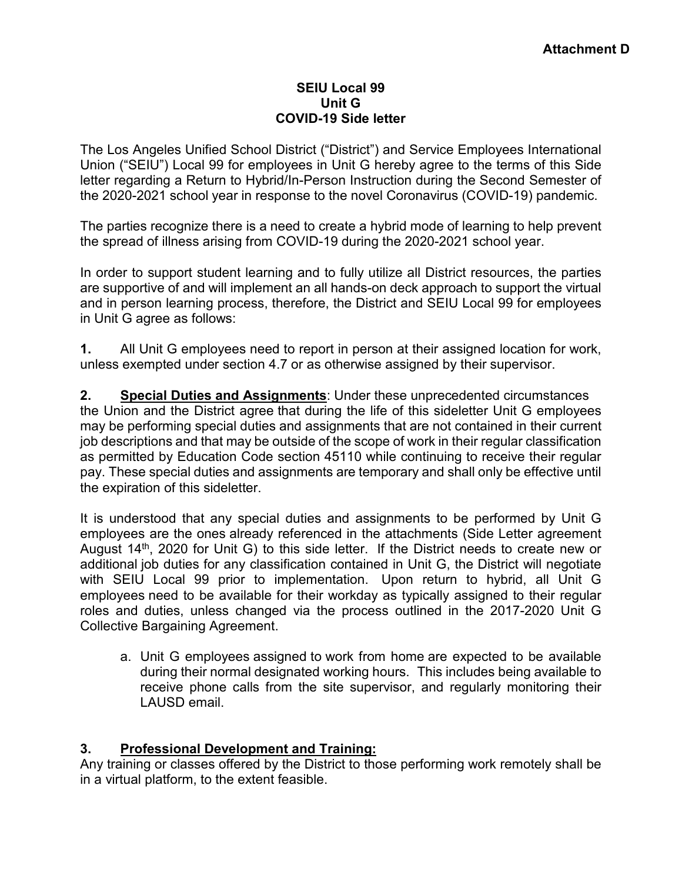**Attachment D**

# SEIU Local 99
## Unit G
## COVID-19 Side letter

The Los Angeles Unified School District ("District") and Service Employees International Union ("SEIU") Local 99 for employees in Unit G hereby agree to the terms of this Side letter regarding a Return to Hybrid/In-Person Instruction during the Second Semester of the 2020-2021 school year in response to the novel Coronavirus (COVID-19) pandemic.

The parties recognize there is a need to create a hybrid mode of learning to help prevent the spread of illness arising from COVID-19 during the 2020-2021 school year.

In order to support student learning and to fully utilize all District resources, the parties are supportive of and will implement an all hands-on deck approach to support the virtual and in person learning process, therefore, the District and SEIU Local 99 for employees in Unit G agree as follows:

**1.** All Unit G employees need to report in person at their assigned location for work, unless exempted under section 4.7 or as otherwise assigned by their supervisor.

**2. Special Duties and Assignments**: Under these unprecedented circumstances the Union and the District agree that during the life of this sideletter Unit G employees may be performing special duties and assignments that are not contained in their current job descriptions and that may be outside of the scope of work in their regular classification as permitted by Education Code section 45110 while continuing to receive their regular pay. These special duties and assignments are temporary and shall only be effective until the expiration of this sideletter.

It is understood that any special duties and assignments to be performed by Unit G employees are the ones already referenced in the attachments (Side Letter agreement August 14th, 2020 for Unit G) to this side letter. If the District needs to create new or additional job duties for any classification contained in Unit G, the District will negotiate with SEIU Local 99 prior to implementation. Upon return to hybrid, all Unit G employees need to be available for their workday as typically assigned to their regular roles and duties, unless changed via the process outlined in the 2017-2020 Unit G Collective Bargaining Agreement.

a. Unit G employees assigned to work from home are expected to be available during their normal designated working hours. This includes being available to receive phone calls from the site supervisor, and regularly monitoring their LAUSD email.

**3. Professional Development and Training:**

Any training or classes offered by the District to those performing work remotely shall be in a virtual platform, to the extent feasible.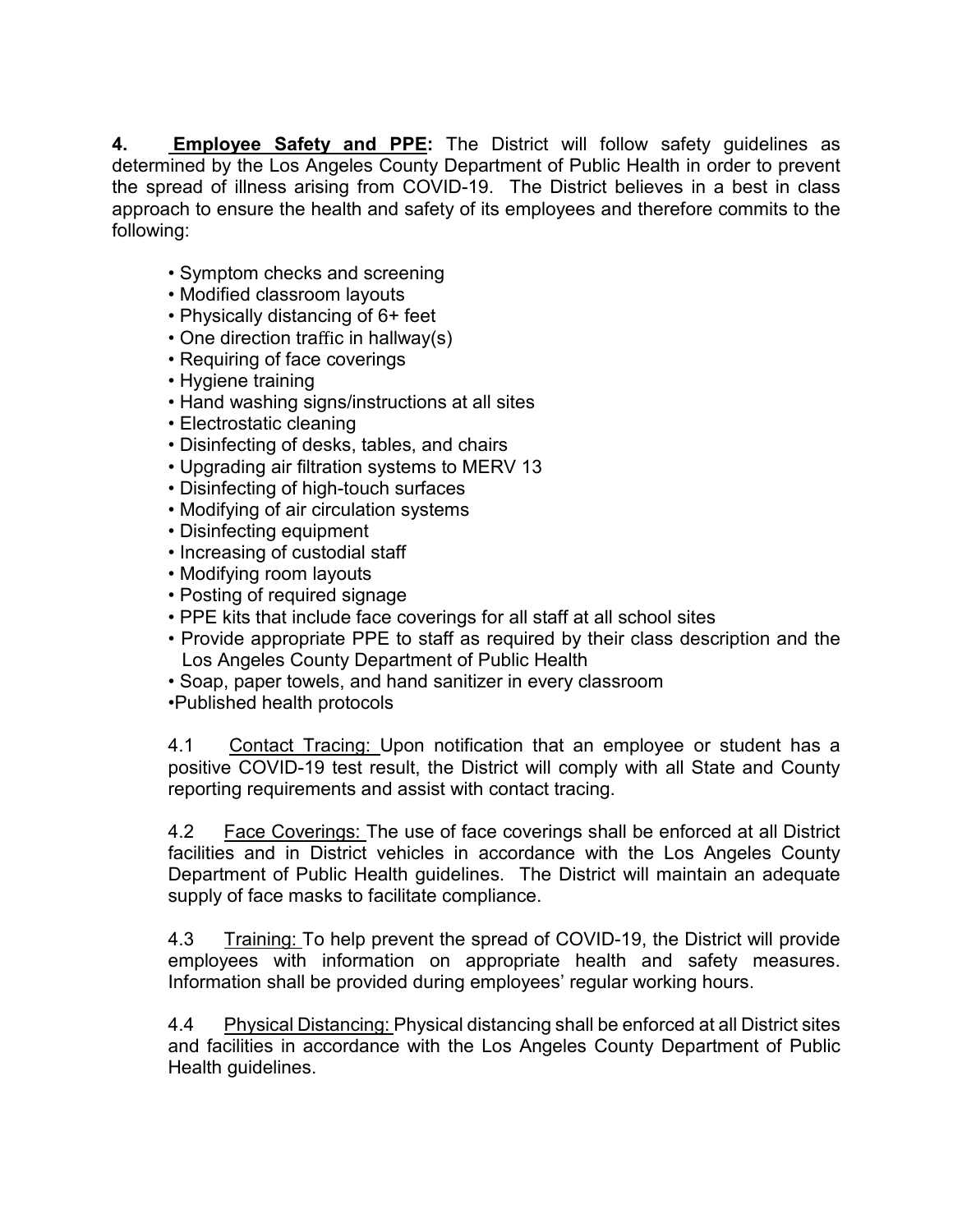**4. <u>Employee Safety and PPE</u>:** The District will follow safety guidelines as determined by the Los Angeles County Department of Public Health in order to prevent the spread of illness arising from COVID-19. The District believes in a best in class approach to ensure the health and safety of its employees and therefore commits to the following:

- Symptom checks and screening
- Modified classroom layouts
- Physically distancing of 6+ feet
- One direction traffic in hallway(s)
- Requiring of face coverings
- Hygiene training
- Hand washing signs/instructions at all sites
- Electrostatic cleaning
- Disinfecting of desks, tables, and chairs
- Upgrading air filtration systems to MERV 13
- Disinfecting of high-touch surfaces
- Modifying of air circulation systems
- Disinfecting equipment
- Increasing of custodial staff
- Modifying room layouts
- Posting of required signage
- PPE kits that include face coverings for all staff at all school sites
- Provide appropriate PPE to staff as required by their class description and the Los Angeles County Department of Public Health
- Soap, paper towels, and hand sanitizer in every classroom
- Published health protocols

4.1 <u>Contact Tracing:</u> Upon notification that an employee or student has a positive COVID-19 test result, the District will comply with all State and County reporting requirements and assist with contact tracing.

4.2 <u>Face Coverings:</u> The use of face coverings shall be enforced at all District facilities and in District vehicles in accordance with the Los Angeles County Department of Public Health guidelines. The District will maintain an adequate supply of face masks to facilitate compliance.

4.3 <u>Training:</u> To help prevent the spread of COVID-19, the District will provide employees with information on appropriate health and safety measures. Information shall be provided during employees' regular working hours.

4.4 <u>Physical Distancing:</u> Physical distancing shall be enforced at all District sites and facilities in accordance with the Los Angeles County Department of Public Health guidelines.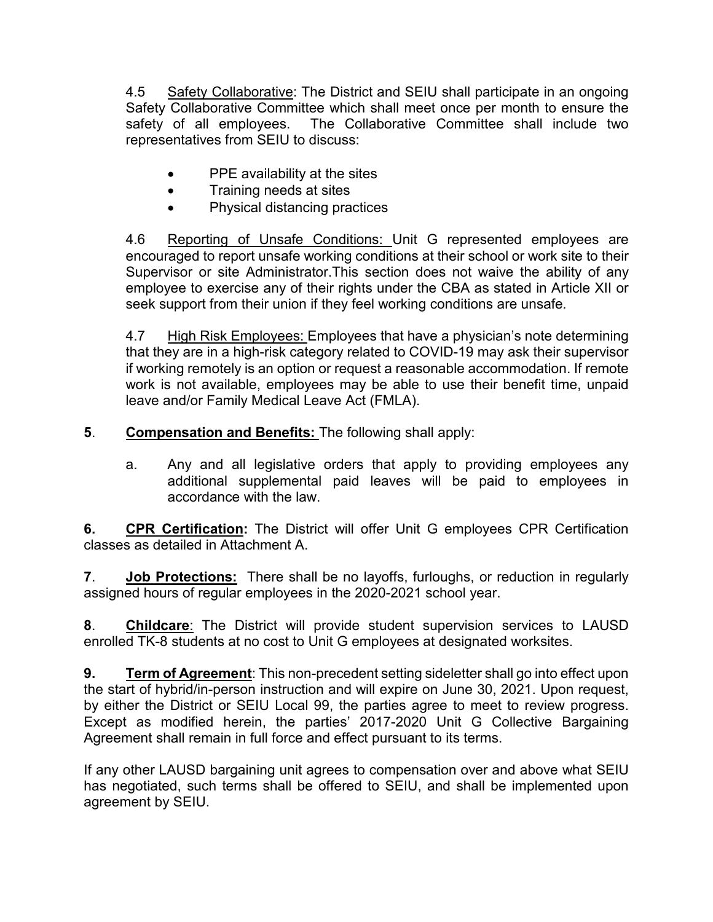4.5 <u>Safety Collaborative</u>: The District and SEIU shall participate in an ongoing Safety Collaborative Committee which shall meet once per month to ensure the safety of all employees. The Collaborative Committee shall include two representatives from SEIU to discuss:

- PPE availability at the sites
- Training needs at sites
- Physical distancing practices

4.6 <u>Reporting of Unsafe Conditions:</u> Unit G represented employees are encouraged to report unsafe working conditions at their school or work site to their Supervisor or site Administrator.This section does not waive the ability of any employee to exercise any of their rights under the CBA as stated in Article XII or seek support from their union if they feel working conditions are unsafe.

4.7 <u>High Risk Employees:</u> Employees that have a physician's note determining that they are in a high-risk category related to COVID-19 may ask their supervisor if working remotely is an option or request a reasonable accommodation. If remote work is not available, employees may be able to use their benefit time, unpaid leave and/or Family Medical Leave Act (FMLA).

**5**. **<u>Compensation and Benefits:</u>** The following shall apply:

a. Any and all legislative orders that apply to providing employees any additional supplemental paid leaves will be paid to employees in accordance with the law.

**6.** **<u>CPR Certification</u>:** The District will offer Unit G employees CPR Certification classes as detailed in Attachment A.

**7**. **<u>Job Protections:</u>** There shall be no layoffs, furloughs, or reduction in regularly assigned hours of regular employees in the 2020-2021 school year.

**8**. **<u>Childcare</u>**: The District will provide student supervision services to LAUSD enrolled TK-8 students at no cost to Unit G employees at designated worksites.

**9.** **<u>Term of Agreement</u>**: This non-precedent setting sideletter shall go into effect upon the start of hybrid/in-person instruction and will expire on June 30, 2021. Upon request, by either the District or SEIU Local 99, the parties agree to meet to review progress. Except as modified herein, the parties' 2017-2020 Unit G Collective Bargaining Agreement shall remain in full force and effect pursuant to its terms.

If any other LAUSD bargaining unit agrees to compensation over and above what SEIU has negotiated, such terms shall be offered to SEIU, and shall be implemented upon agreement by SEIU.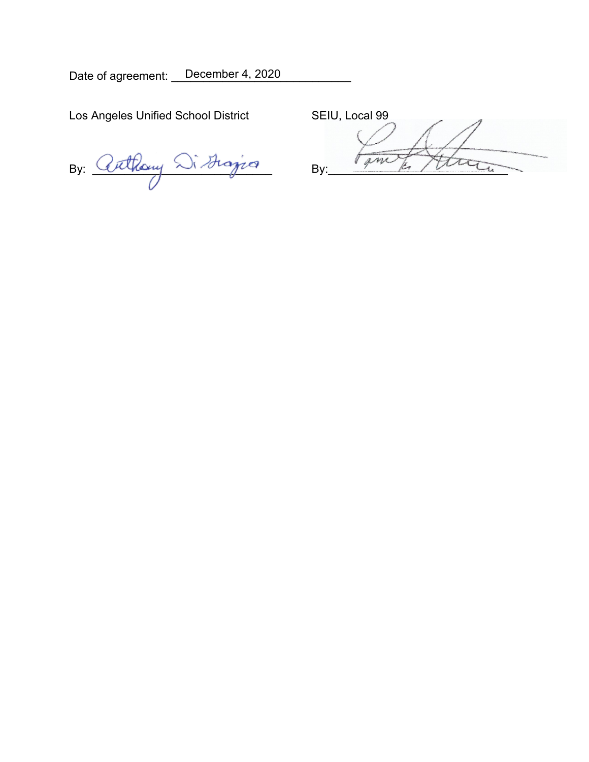Date of agreement: December 4, 2020

| Los Angeles Unified School District | SEIU, Local 99 |
|---|---|
| By: Anthony Di Grazia | By: |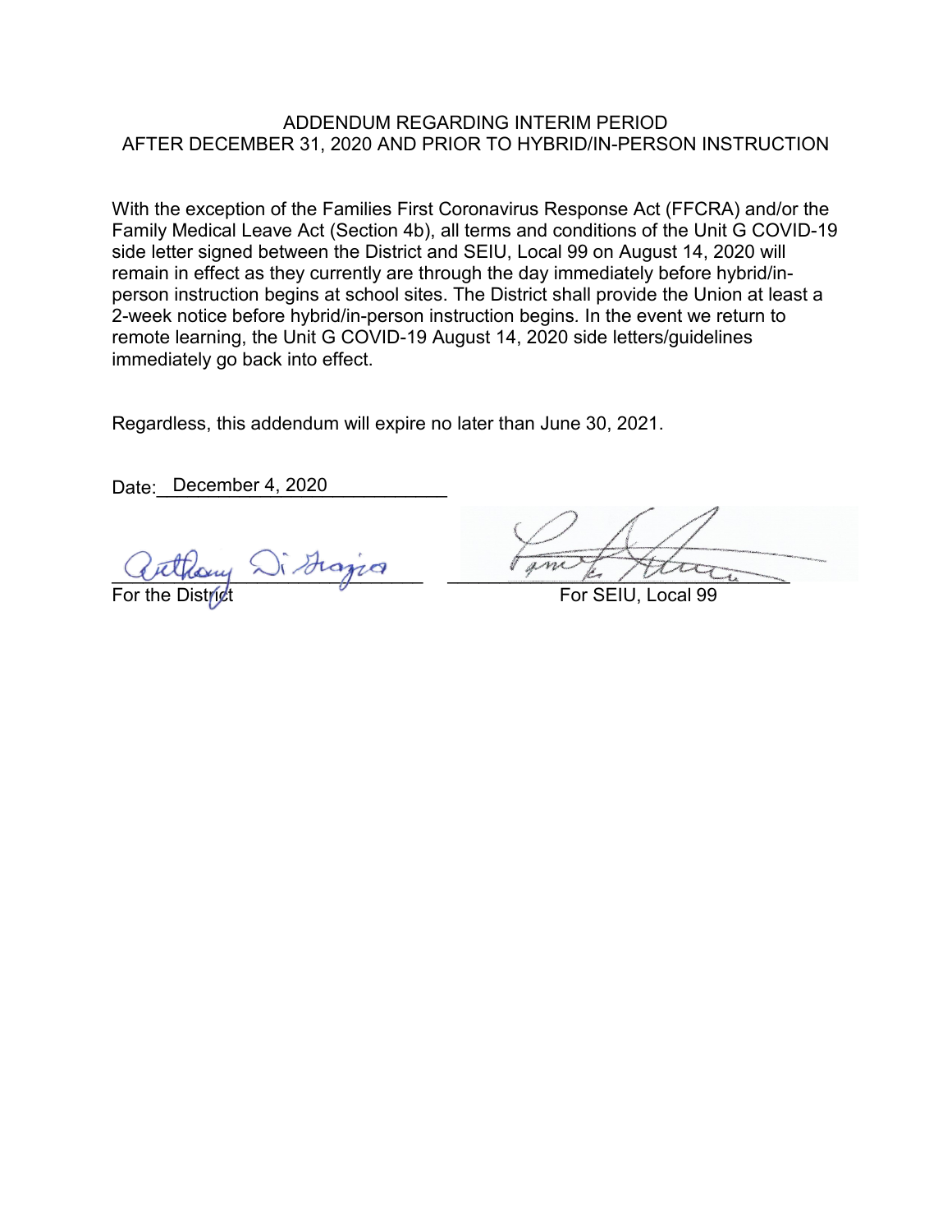# ADDENDUM REGARDING INTERIM PERIOD AFTER DECEMBER 31, 2020 AND PRIOR TO HYBRID/IN-PERSON INSTRUCTION

With the exception of the Families First Coronavirus Response Act (FFCRA) and/or the Family Medical Leave Act (Section 4b), all terms and conditions of the Unit G COVID-19 side letter signed between the District and SEIU, Local 99 on August 14, 2020 will remain in effect as they currently are through the day immediately before hybrid/in-person instruction begins at school sites. The District shall provide the Union at least a 2-week notice before hybrid/in-person instruction begins. In the event we return to remote learning, the Unit G COVID-19 August 14, 2020 side letters/guidelines immediately go back into effect.

Regardless, this addendum will expire no later than June 30, 2021.

Date: December 4, 2020

Anthony Di Grazia
For the District

For SEIU, Local 99